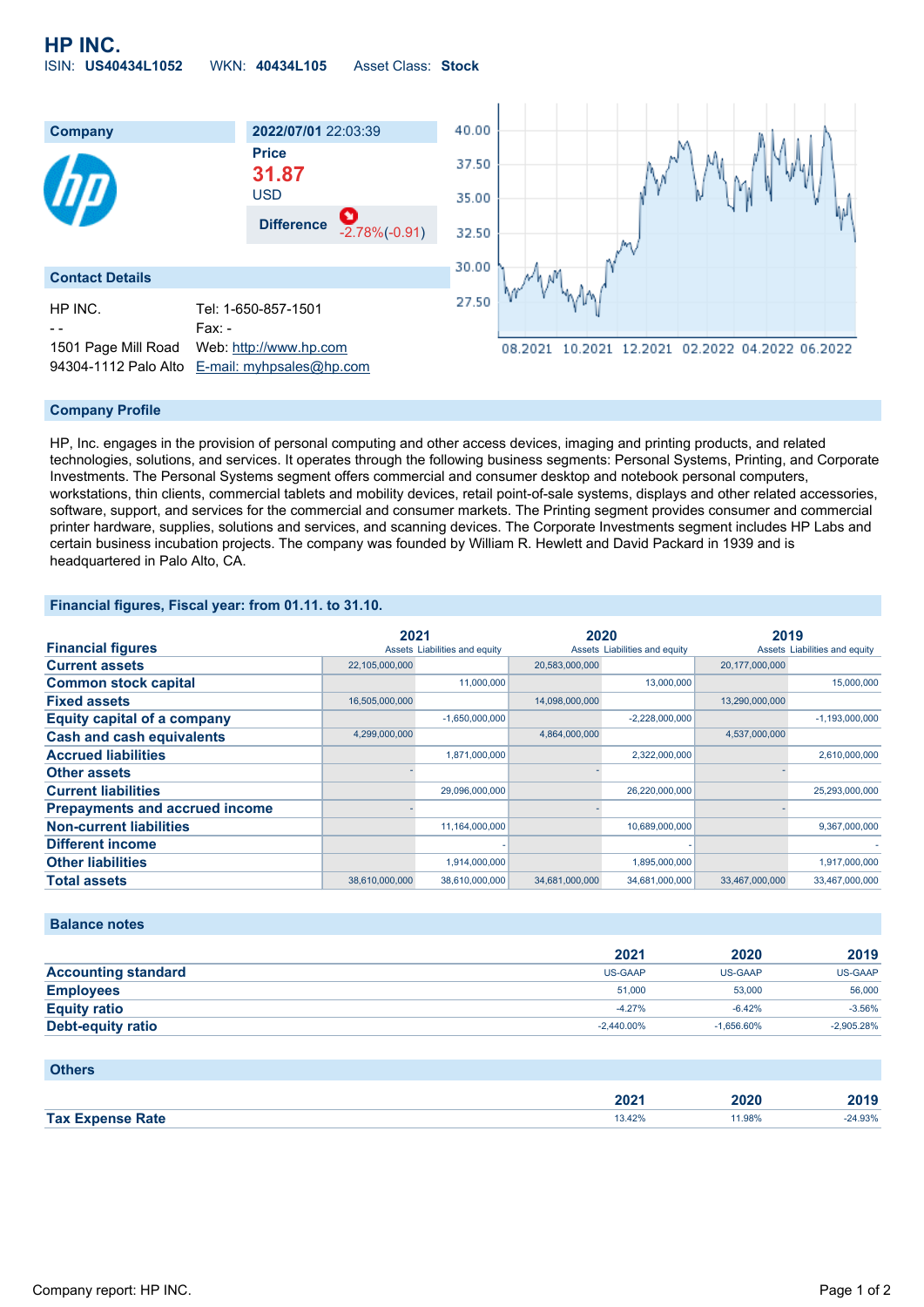# HP INC.

ISIN: **US40434L1052** WKN: **40434L105** Asset Class: **Stock**

## Company

| 2022/07/01 22:03:39 | |
|---|---|
| Price | **31.87** USD |
| Difference | -2.78%(-0.91) |

## Contact Details

HP INC.
- -
1501 Page Mill Road
94304-1112 Palo Alto

Tel: 1-650-857-1501
Fax: -
Web: http://www.hp.com
E-mail: myhpsales@hp.com

## Company Profile

HP, Inc. engages in the provision of personal computing and other access devices, imaging and printing products, and related technologies, solutions, and services. It operates through the following business segments: Personal Systems, Printing, and Corporate Investments. The Personal Systems segment offers commercial and consumer desktop and notebook personal computers, workstations, thin clients, commercial tablets and mobility devices, retail point-of-sale systems, displays and other related accessories, software, support, and services for the commercial and consumer markets. The Printing segment provides consumer and commercial printer hardware, supplies, solutions and services, and scanning devices. The Corporate Investments segment includes HP Labs and certain business incubation projects. The company was founded by William R. Hewlett and David Packard in 1939 and is headquartered in Palo Alto, CA.

## Financial figures, Fiscal year: from 01.11. to 31.10.

| Financial figures | 2021 Assets | 2021 Liabilities and equity | 2020 Assets | 2020 Liabilities and equity | 2019 Assets | 2019 Liabilities and equity |
|---|---|---|---|---|---|---|
| Current assets | 22,105,000,000 | | 20,583,000,000 | | 20,177,000,000 | |
| Common stock capital | | 11,000,000 | | 13,000,000 | | 15,000,000 |
| Fixed assets | 16,505,000,000 | | 14,098,000,000 | | 13,290,000,000 | |
| Equity capital of a company | | -1,650,000,000 | | -2,228,000,000 | | -1,193,000,000 |
| Cash and cash equivalents | 4,299,000,000 | | 4,864,000,000 | | 4,537,000,000 | |
| Accrued liabilities | | 1,871,000,000 | | 2,322,000,000 | | 2,610,000,000 |
| Other assets | - | | - | | - | |
| Current liabilities | | 29,096,000,000 | | 26,220,000,000 | | 25,293,000,000 |
| Prepayments and accrued income | - | | - | | - | |
| Non-current liabilities | | 11,164,000,000 | | 10,689,000,000 | | 9,367,000,000 |
| Different income | | - | | - | | - |
| Other liabilities | | 1,914,000,000 | | 1,895,000,000 | | 1,917,000,000 |
| Total assets | 38,610,000,000 | 38,610,000,000 | 34,681,000,000 | 34,681,000,000 | 33,467,000,000 | 33,467,000,000 |

## Balance notes

| | 2021 | 2020 | 2019 |
|---|---|---|---|
| Accounting standard | US-GAAP | US-GAAP | US-GAAP |
| Employees | 51,000 | 53,000 | 56,000 |
| Equity ratio | -4.27% | -6.42% | -3.56% |
| Debt-equity ratio | -2,440.00% | -1,656.60% | -2,905.28% |

## Others

| | 2021 | 2020 | 2019 |
|---|---|---|---|
| Tax Expense Rate | 13.42% | 11.98% | -24.93% |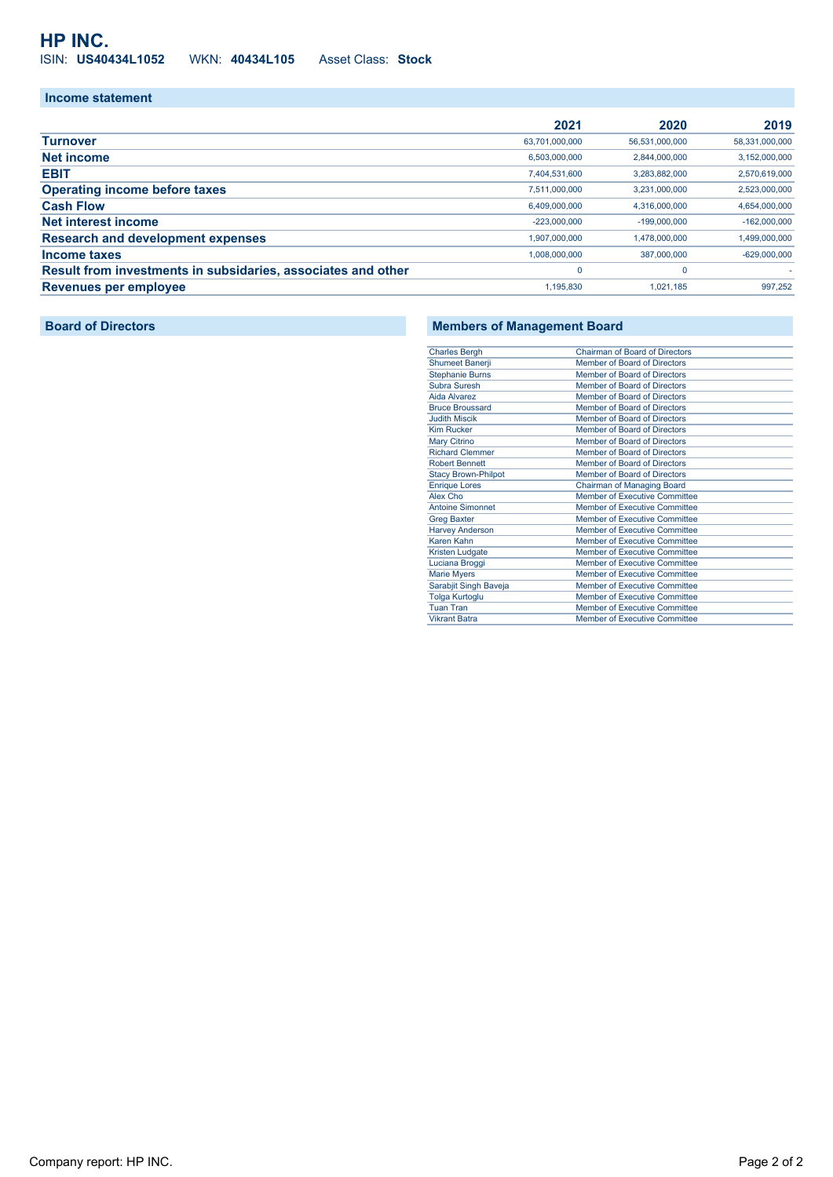# HP INC.

ISIN: **US40434L1052** WKN: **40434L105** Asset Class: **Stock**

## Income statement

| | 2021 | 2020 | 2019 |
|---|---|---|---|
| **Turnover** | 63,701,000,000 | 56,531,000,000 | 58,331,000,000 |
| **Net income** | 6,503,000,000 | 2,844,000,000 | 3,152,000,000 |
| **EBIT** | 7,404,531,600 | 3,283,882,000 | 2,570,619,000 |
| **Operating income before taxes** | 7,511,000,000 | 3,231,000,000 | 2,523,000,000 |
| **Cash Flow** | 6,409,000,000 | 4,316,000,000 | 4,654,000,000 |
| **Net interest income** | -223,000,000 | -199,000,000 | -162,000,000 |
| **Research and development expenses** | 1,907,000,000 | 1,478,000,000 | 1,499,000,000 |
| **Income taxes** | 1,008,000,000 | 387,000,000 | -629,000,000 |
| **Result from investments in subsidaries, associates and other** | 0 | 0 | - |
| **Revenues per employee** | 1,195,830 | 1,021,185 | 997,252 |

## Board of Directors

## Members of Management Board

| | |
|---|---|
| Charles Bergh | Chairman of Board of Directors |
| Shumeet Banerji | Member of Board of Directors |
| Stephanie Burns | Member of Board of Directors |
| Subra Suresh | Member of Board of Directors |
| Aida Alvarez | Member of Board of Directors |
| Bruce Broussard | Member of Board of Directors |
| Judith Miscik | Member of Board of Directors |
| Kim Rucker | Member of Board of Directors |
| Mary Citrino | Member of Board of Directors |
| Richard Clemmer | Member of Board of Directors |
| Robert Bennett | Member of Board of Directors |
| Stacy Brown-Philpot | Member of Board of Directors |
| Enrique Lores | Chairman of Managing Board |
| Alex Cho | Member of Executive Committee |
| Antoine Simonnet | Member of Executive Committee |
| Greg Baxter | Member of Executive Committee |
| Harvey Anderson | Member of Executive Committee |
| Karen Kahn | Member of Executive Committee |
| Kristen Ludgate | Member of Executive Committee |
| Luciana Broggi | Member of Executive Committee |
| Marie Myers | Member of Executive Committee |
| Sarabjit Singh Baveja | Member of Executive Committee |
| Tolga Kurtoglu | Member of Executive Committee |
| Tuan Tran | Member of Executive Committee |
| Vikrant Batra | Member of Executive Committee |